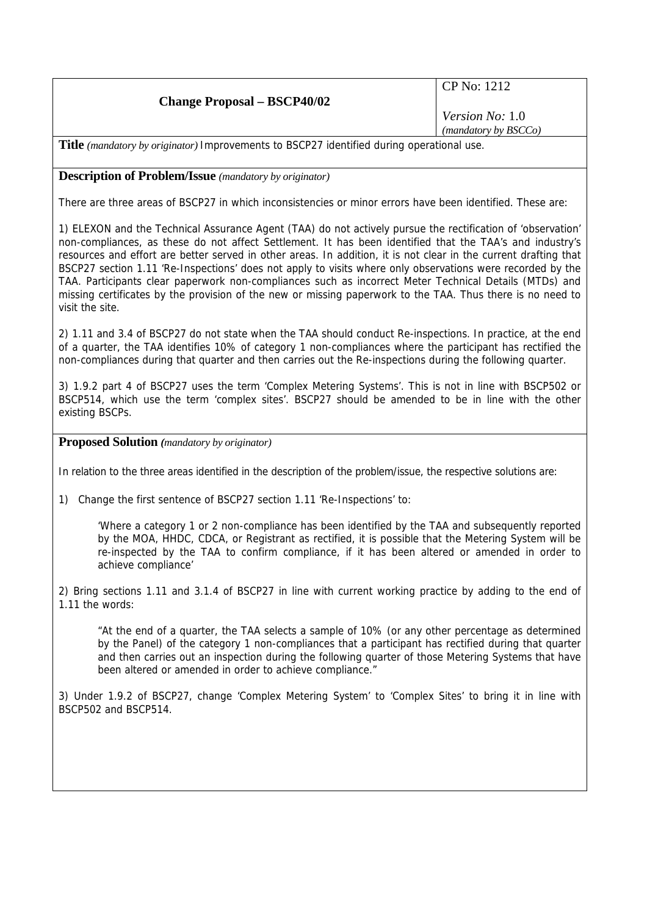| **Change Proposal – BSCP40/02** | CP No: 1212<br><br>*Version No:* 1.0<br>*(mandatory by BSCCo)* |
|---|---|

**Title** *(mandatory by originator)* Improvements to BSCP27 identified during operational use.

**Description of Problem/Issue** *(mandatory by originator)*

There are three areas of BSCP27 in which inconsistencies or minor errors have been identified. These are:

1) ELEXON and the Technical Assurance Agent (TAA) do not actively pursue the rectification of 'observation' non-compliances, as these do not affect Settlement. It has been identified that the TAA's and industry's resources and effort are better served in other areas. In addition, it is not clear in the current drafting that BSCP27 section 1.11 'Re-Inspections' does not apply to visits where only observations were recorded by the TAA. Participants clear paperwork non-compliances such as incorrect Meter Technical Details (MTDs) and missing certificates by the provision of the new or missing paperwork to the TAA. Thus there is no need to visit the site.

2) 1.11 and 3.4 of BSCP27 do not state when the TAA should conduct Re-inspections. In practice, at the end of a quarter, the TAA identifies 10% of category 1 non-compliances where the participant has rectified the non-compliances during that quarter and then carries out the Re-inspections during the following quarter.

3) 1.9.2 part 4 of BSCP27 uses the term 'Complex Metering Systems'. This is not in line with BSCP502 or BSCP514, which use the term 'complex sites'. BSCP27 should be amended to be in line with the other existing BSCPs.

**Proposed Solution** *(mandatory by originator)*

In relation to the three areas identified in the description of the problem/issue, the respective solutions are:

1) Change the first sentence of BSCP27 section 1.11 'Re-Inspections' to:

> 'Where a category 1 or 2 non-compliance has been identified by the TAA and subsequently reported by the MOA, HHDC, CDCA, or Registrant as rectified, it is possible that the Metering System will be re-inspected by the TAA to confirm compliance, if it has been altered or amended in order to achieve compliance'

2) Bring sections 1.11 and 3.1.4 of BSCP27 in line with current working practice by adding to the end of 1.11 the words:

> "At the end of a quarter, the TAA selects a sample of 10% (or any other percentage as determined by the Panel) of the category 1 non-compliances that a participant has rectified during that quarter and then carries out an inspection during the following quarter of those Metering Systems that have been altered or amended in order to achieve compliance."

3) Under 1.9.2 of BSCP27, change 'Complex Metering System' to 'Complex Sites' to bring it in line with BSCP502 and BSCP514.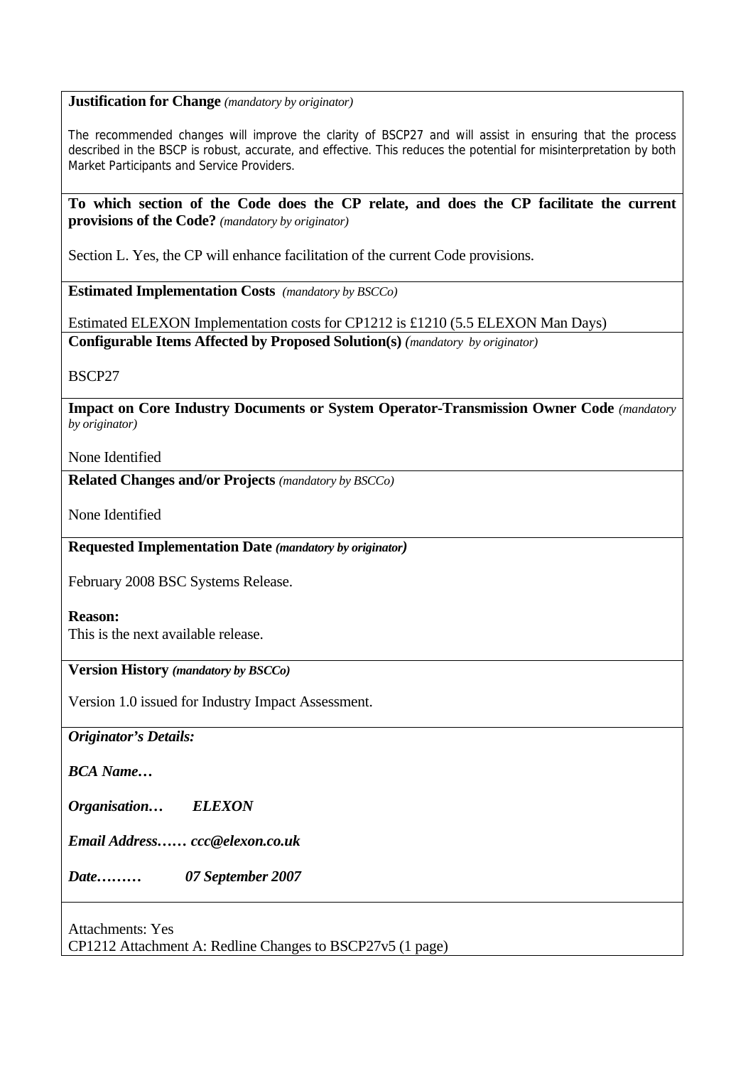**Justification for Change** *(mandatory by originator)*

The recommended changes will improve the clarity of BSCP27 and will assist in ensuring that the process described in the BSCP is robust, accurate, and effective. This reduces the potential for misinterpretation by both Market Participants and Service Providers.

**To which section of the Code does the CP relate, and does the CP facilitate the current provisions of the Code?** *(mandatory by originator)*

Section L. Yes, the CP will enhance facilitation of the current Code provisions.

**Estimated Implementation Costs** *(mandatory by BSCCo)*

Estimated ELEXON Implementation costs for CP1212 is £1210 (5.5 ELEXON Man Days)

**Configurable Items Affected by Proposed Solution(s)** *(mandatory by originator)*

BSCP27

**Impact on Core Industry Documents or System Operator-Transmission Owner Code** *(mandatory by originator)*

None Identified

**Related Changes and/or Projects** *(mandatory by BSCCo)*

None Identified

**Requested Implementation Date** ***(mandatory by originator)***

February 2008 BSC Systems Release.

**Reason:**
This is the next available release.

**Version History** ***(mandatory by BSCCo)***

Version 1.0 issued for Industry Impact Assessment.

***Originator's Details:***

***BCA Name…***

***Organisation… ELEXON***

***Email Address…… ccc@elexon.co.uk***

***Date……… 07 September 2007***

Attachments: Yes
CP1212 Attachment A: Redline Changes to BSCP27v5 (1 page)